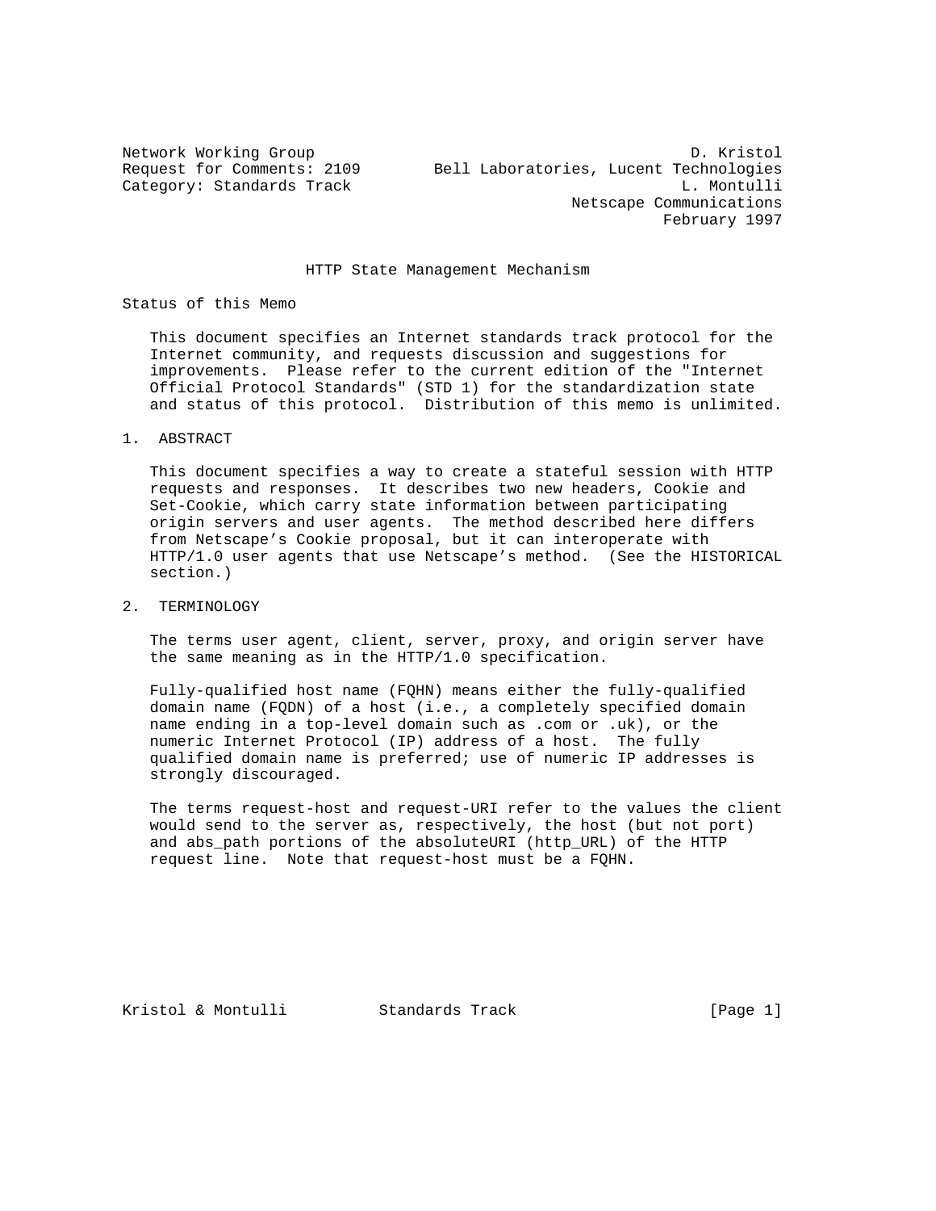Network Working Group D. Kristol
Request for Comments: 2109 Bell Laboratories, Lucent Technologies
Category: Standards Track L. Montulli
Netscape Communications
February 1997

# HTTP State Management Mechanism

## Status of this Memo

This document specifies an Internet standards track protocol for the Internet community, and requests discussion and suggestions for improvements. Please refer to the current edition of the "Internet Official Protocol Standards" (STD 1) for the standardization state and status of this protocol. Distribution of this memo is unlimited.

## 1. ABSTRACT

This document specifies a way to create a stateful session with HTTP requests and responses. It describes two new headers, Cookie and Set-Cookie, which carry state information between participating origin servers and user agents. The method described here differs from Netscape's Cookie proposal, but it can interoperate with HTTP/1.0 user agents that use Netscape's method. (See the HISTORICAL section.)

## 2. TERMINOLOGY

The terms user agent, client, server, proxy, and origin server have the same meaning as in the HTTP/1.0 specification.

Fully-qualified host name (FQHN) means either the fully-qualified domain name (FQDN) of a host (i.e., a completely specified domain name ending in a top-level domain such as .com or .uk), or the numeric Internet Protocol (IP) address of a host. The fully qualified domain name is preferred; use of numeric IP addresses is strongly discouraged.

The terms request-host and request-URI refer to the values the client would send to the server as, respectively, the host (but not port) and abs_path portions of the absoluteURI (http_URL) of the HTTP request line. Note that request-host must be a FQHN.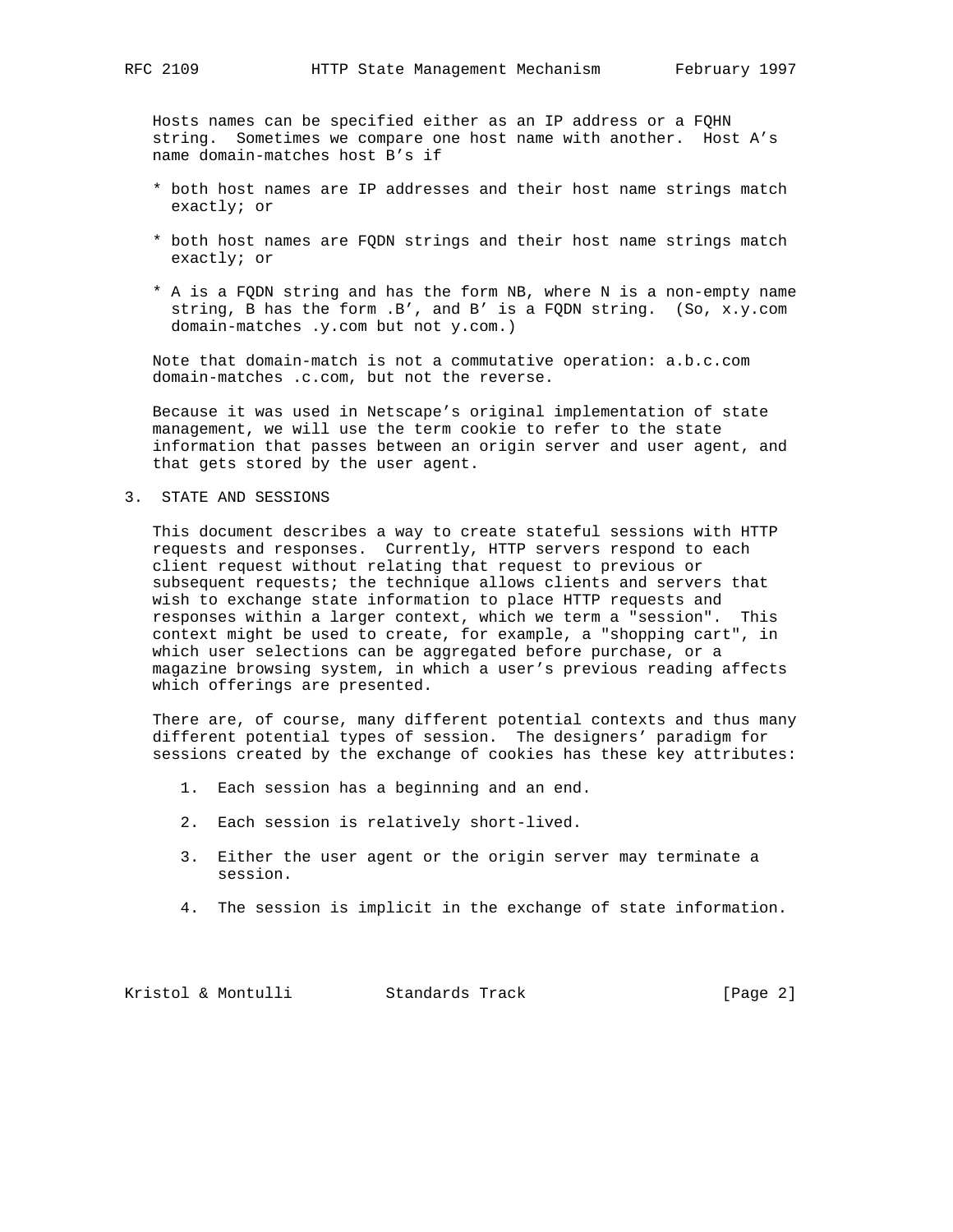Hosts names can be specified either as an IP address or a FQHN string. Sometimes we compare one host name with another. Host A's name domain-matches host B's if

* both host names are IP addresses and their host name strings match exactly; or
* both host names are FQDN strings and their host name strings match exactly; or
* A is a FQDN string and has the form NB, where N is a non-empty name string, B has the form .B', and B' is a FQDN string. (So, x.y.com domain-matches .y.com but not y.com.)

Note that domain-match is not a commutative operation: a.b.c.com domain-matches .c.com, but not the reverse.

Because it was used in Netscape's original implementation of state management, we will use the term cookie to refer to the state information that passes between an origin server and user agent, and that gets stored by the user agent.

## 3. STATE AND SESSIONS

This document describes a way to create stateful sessions with HTTP requests and responses. Currently, HTTP servers respond to each client request without relating that request to previous or subsequent requests; the technique allows clients and servers that wish to exchange state information to place HTTP requests and responses within a larger context, which we term a "session". This context might be used to create, for example, a "shopping cart", in which user selections can be aggregated before purchase, or a magazine browsing system, in which a user's previous reading affects which offerings are presented.

There are, of course, many different potential contexts and thus many different potential types of session. The designers' paradigm for sessions created by the exchange of cookies has these key attributes:

1. Each session has a beginning and an end.
2. Each session is relatively short-lived.
3. Either the user agent or the origin server may terminate a session.
4. The session is implicit in the exchange of state information.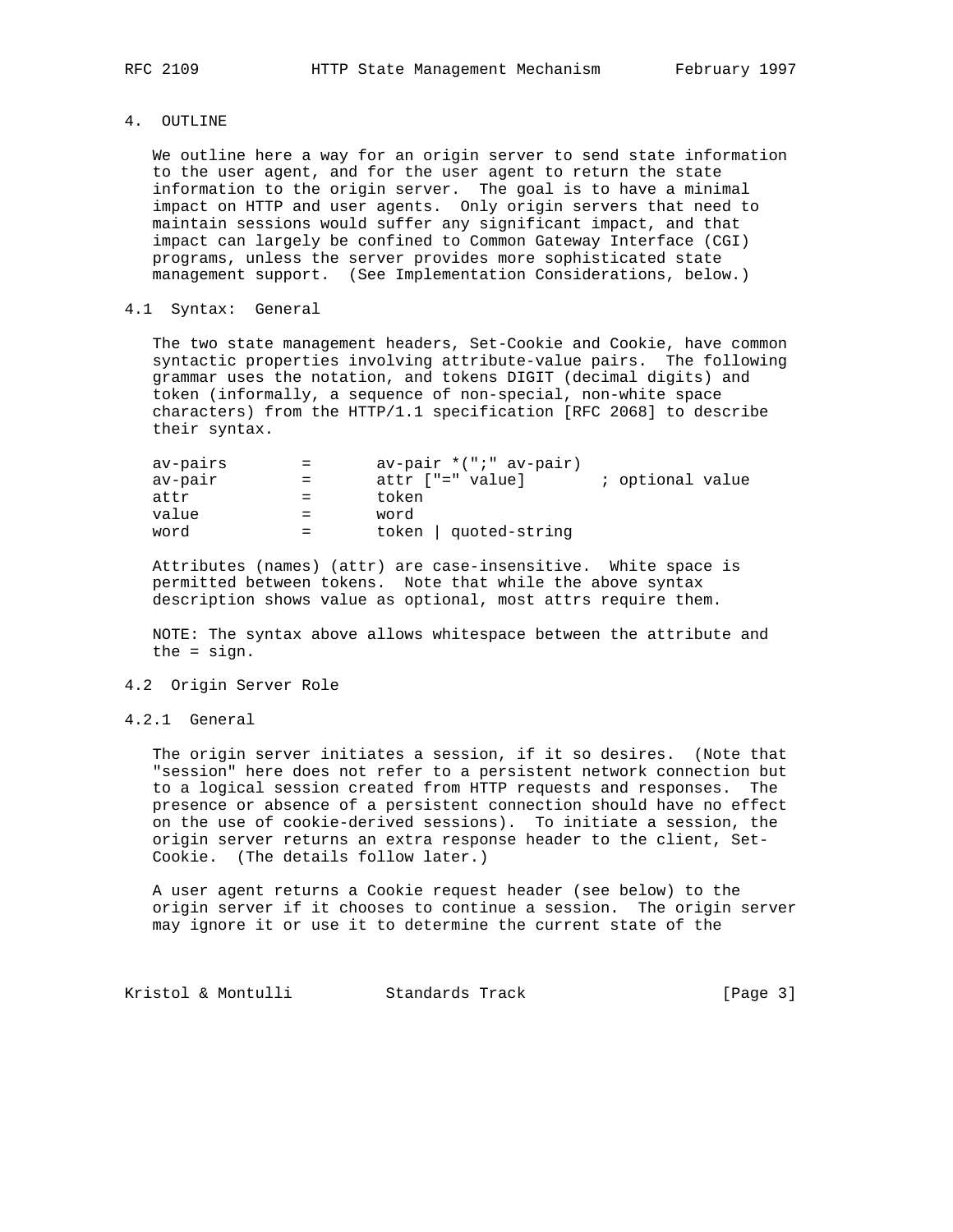## 4. OUTLINE

We outline here a way for an origin server to send state information to the user agent, and for the user agent to return the state information to the origin server. The goal is to have a minimal impact on HTTP and user agents. Only origin servers that need to maintain sessions would suffer any significant impact, and that impact can largely be confined to Common Gateway Interface (CGI) programs, unless the server provides more sophisticated state management support. (See Implementation Considerations, below.)

### 4.1 Syntax: General

The two state management headers, Set-Cookie and Cookie, have common syntactic properties involving attribute-value pairs. The following grammar uses the notation, and tokens DIGIT (decimal digits) and token (informally, a sequence of non-special, non-white space characters) from the HTTP/1.1 specification [RFC 2068] to describe their syntax.

```
av-pairs        =       av-pair *(";" av-pair)
av-pair         =       attr ["=" value]        ; optional value
attr            =       token
value           =       word
word            =       token | quoted-string
```

Attributes (names) (attr) are case-insensitive. White space is permitted between tokens. Note that while the above syntax description shows value as optional, most attrs require them.

NOTE: The syntax above allows whitespace between the attribute and the = sign.

### 4.2 Origin Server Role

#### 4.2.1 General

The origin server initiates a session, if it so desires. (Note that "session" here does not refer to a persistent network connection but to a logical session created from HTTP requests and responses. The presence or absence of a persistent connection should have no effect on the use of cookie-derived sessions). To initiate a session, the origin server returns an extra response header to the client, Set-Cookie. (The details follow later.)

A user agent returns a Cookie request header (see below) to the origin server if it chooses to continue a session. The origin server may ignore it or use it to determine the current state of the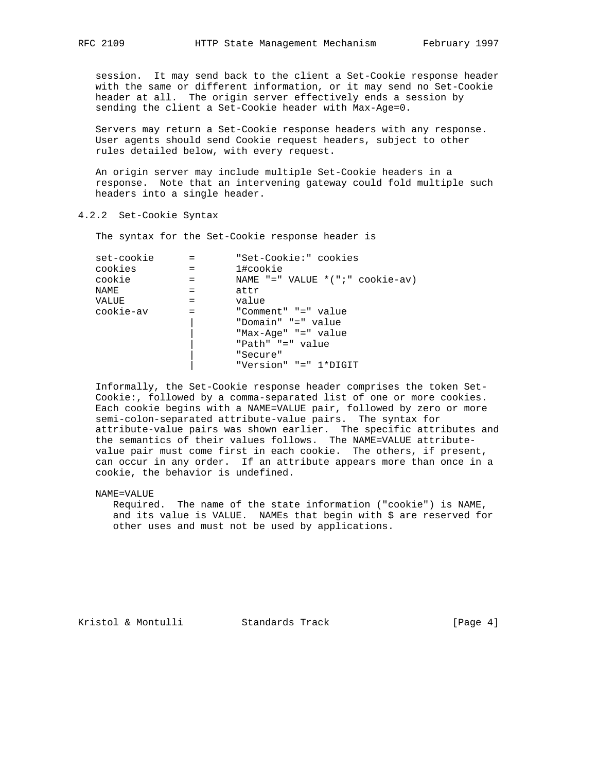session. It may send back to the client a Set-Cookie response header with the same or different information, or it may send no Set-Cookie header at all. The origin server effectively ends a session by sending the client a Set-Cookie header with Max-Age=0.

Servers may return a Set-Cookie response headers with any response. User agents should send Cookie request headers, subject to other rules detailed below, with every request.

An origin server may include multiple Set-Cookie headers in a response. Note that an intervening gateway could fold multiple such headers into a single header.

### 4.2.2 Set-Cookie Syntax

The syntax for the Set-Cookie response header is

```
set-cookie      =       "Set-Cookie:" cookies
cookies         =       1#cookie
cookie          =       NAME "=" VALUE *(";" cookie-av)
NAME            =       attr
VALUE           =       value
cookie-av       =       "Comment" "=" value
                |       "Domain" "=" value
                |       "Max-Age" "=" value
                |       "Path" "=" value
                |       "Secure"
                |       "Version" "=" 1*DIGIT
```

Informally, the Set-Cookie response header comprises the token Set-Cookie:, followed by a comma-separated list of one or more cookies. Each cookie begins with a NAME=VALUE pair, followed by zero or more semi-colon-separated attribute-value pairs. The syntax for attribute-value pairs was shown earlier. The specific attributes and the semantics of their values follows. The NAME=VALUE attribute-value pair must come first in each cookie. The others, if present, can occur in any order. If an attribute appears more than once in a cookie, the behavior is undefined.

NAME=VALUE
: Required. The name of the state information ("cookie") is NAME, and its value is VALUE. NAMEs that begin with $ are reserved for other uses and must not be used by applications.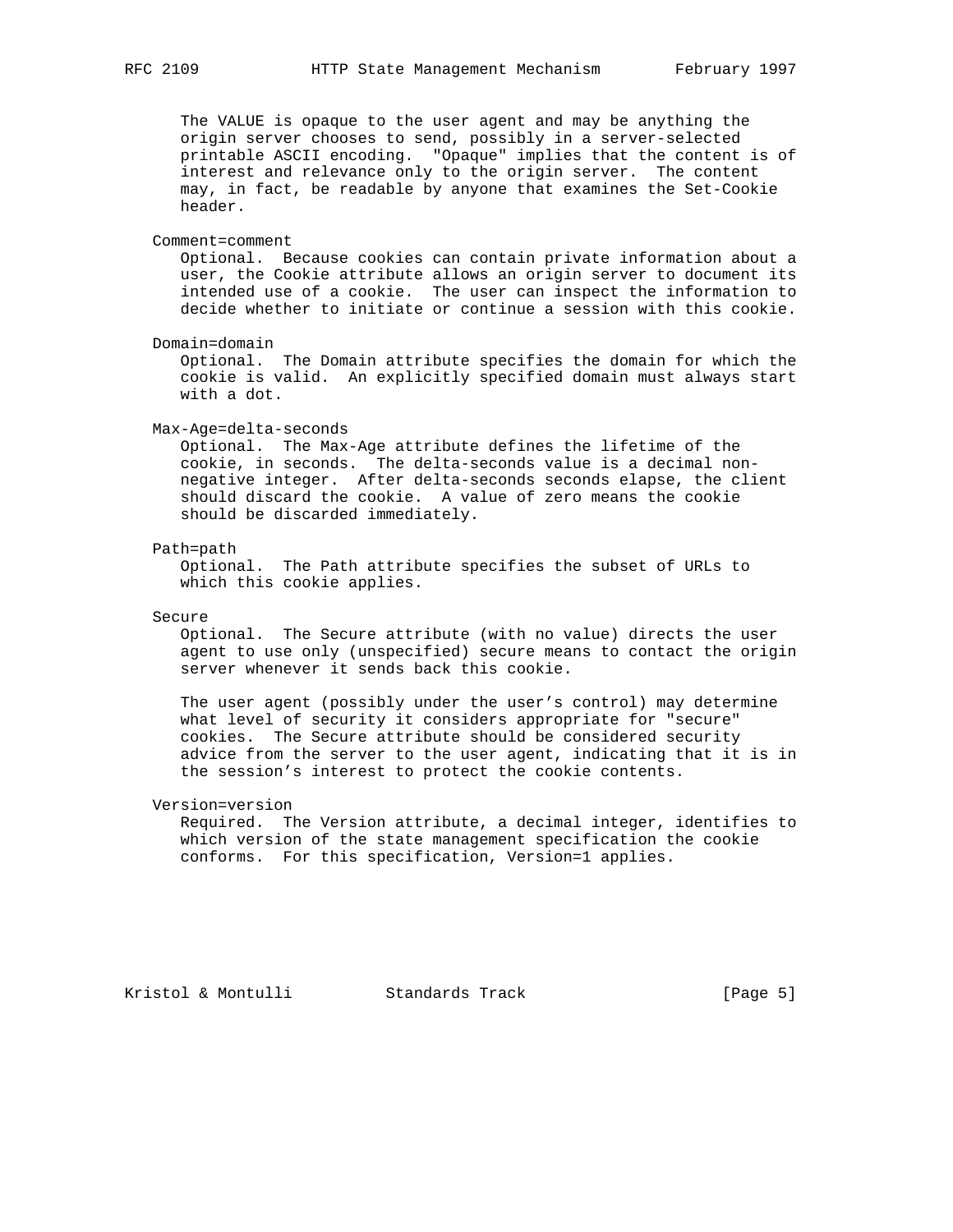The VALUE is opaque to the user agent and may be anything the origin server chooses to send, possibly in a server-selected printable ASCII encoding. "Opaque" implies that the content is of interest and relevance only to the origin server. The content may, in fact, be readable by anyone that examines the Set-Cookie header.

Comment=comment

Optional. Because cookies can contain private information about a user, the Cookie attribute allows an origin server to document its intended use of a cookie. The user can inspect the information to decide whether to initiate or continue a session with this cookie.

Domain=domain

Optional. The Domain attribute specifies the domain for which the cookie is valid. An explicitly specified domain must always start with a dot.

Max-Age=delta-seconds

Optional. The Max-Age attribute defines the lifetime of the cookie, in seconds. The delta-seconds value is a decimal non-negative integer. After delta-seconds seconds elapse, the client should discard the cookie. A value of zero means the cookie should be discarded immediately.

Path=path

Optional. The Path attribute specifies the subset of URLs to which this cookie applies.

Secure

Optional. The Secure attribute (with no value) directs the user agent to use only (unspecified) secure means to contact the origin server whenever it sends back this cookie.

The user agent (possibly under the user's control) may determine what level of security it considers appropriate for "secure" cookies. The Secure attribute should be considered security advice from the server to the user agent, indicating that it is in the session's interest to protect the cookie contents.

Version=version

Required. The Version attribute, a decimal integer, identifies to which version of the state management specification the cookie conforms. For this specification, Version=1 applies.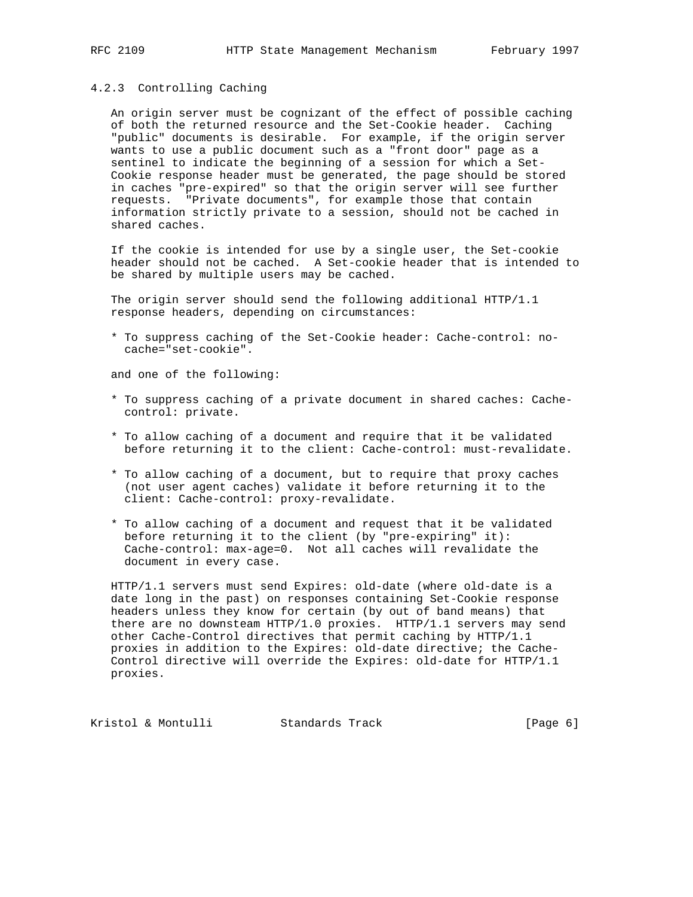### 4.2.3 Controlling Caching

An origin server must be cognizant of the effect of possible caching of both the returned resource and the Set-Cookie header. Caching "public" documents is desirable. For example, if the origin server wants to use a public document such as a "front door" page as a sentinel to indicate the beginning of a session for which a Set-Cookie response header must be generated, the page should be stored in caches "pre-expired" so that the origin server will see further requests. "Private documents", for example those that contain information strictly private to a session, should not be cached in shared caches.

If the cookie is intended for use by a single user, the Set-cookie header should not be cached. A Set-cookie header that is intended to be shared by multiple users may be cached.

The origin server should send the following additional HTTP/1.1 response headers, depending on circumstances:

* To suppress caching of the Set-Cookie header: Cache-control: no-cache="set-cookie".

and one of the following:

* To suppress caching of a private document in shared caches: Cache-control: private.

* To allow caching of a document and require that it be validated before returning it to the client: Cache-control: must-revalidate.

* To allow caching of a document, but to require that proxy caches (not user agent caches) validate it before returning it to the client: Cache-control: proxy-revalidate.

* To allow caching of a document and request that it be validated before returning it to the client (by "pre-expiring" it): Cache-control: max-age=0. Not all caches will revalidate the document in every case.

HTTP/1.1 servers must send Expires: old-date (where old-date is a date long in the past) on responses containing Set-Cookie response headers unless they know for certain (by out of band means) that there are no downsteam HTTP/1.0 proxies. HTTP/1.1 servers may send other Cache-Control directives that permit caching by HTTP/1.1 proxies in addition to the Expires: old-date directive; the Cache-Control directive will override the Expires: old-date for HTTP/1.1 proxies.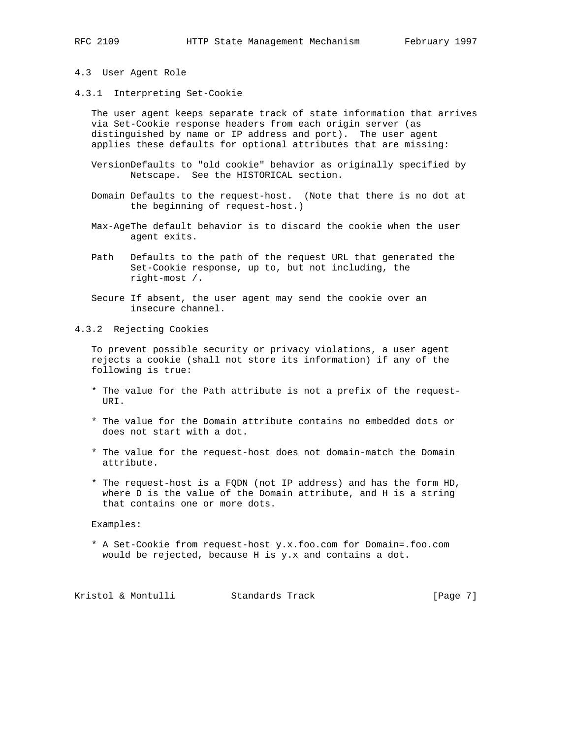### 4.3 User Agent Role

#### 4.3.1 Interpreting Set-Cookie

The user agent keeps separate track of state information that arrives via Set-Cookie response headers from each origin server (as distinguished by name or IP address and port). The user agent applies these defaults for optional attributes that are missing:

- **Version** Defaults to "old cookie" behavior as originally specified by Netscape. See the HISTORICAL section.

- **Domain** Defaults to the request-host. (Note that there is no dot at the beginning of request-host.)

- **Max-Age** The default behavior is to discard the cookie when the user agent exits.

- **Path** Defaults to the path of the request URL that generated the Set-Cookie response, up to, but not including, the right-most /.

- **Secure** If absent, the user agent may send the cookie over an insecure channel.

#### 4.3.2 Rejecting Cookies

To prevent possible security or privacy violations, a user agent rejects a cookie (shall not store its information) if any of the following is true:

* The value for the Path attribute is not a prefix of the request-URI.

* The value for the Domain attribute contains no embedded dots or does not start with a dot.

* The value for the request-host does not domain-match the Domain attribute.

* The request-host is a FQDN (not IP address) and has the form HD, where D is the value of the Domain attribute, and H is a string that contains one or more dots.

Examples:

* A Set-Cookie from request-host y.x.foo.com for Domain=.foo.com would be rejected, because H is y.x and contains a dot.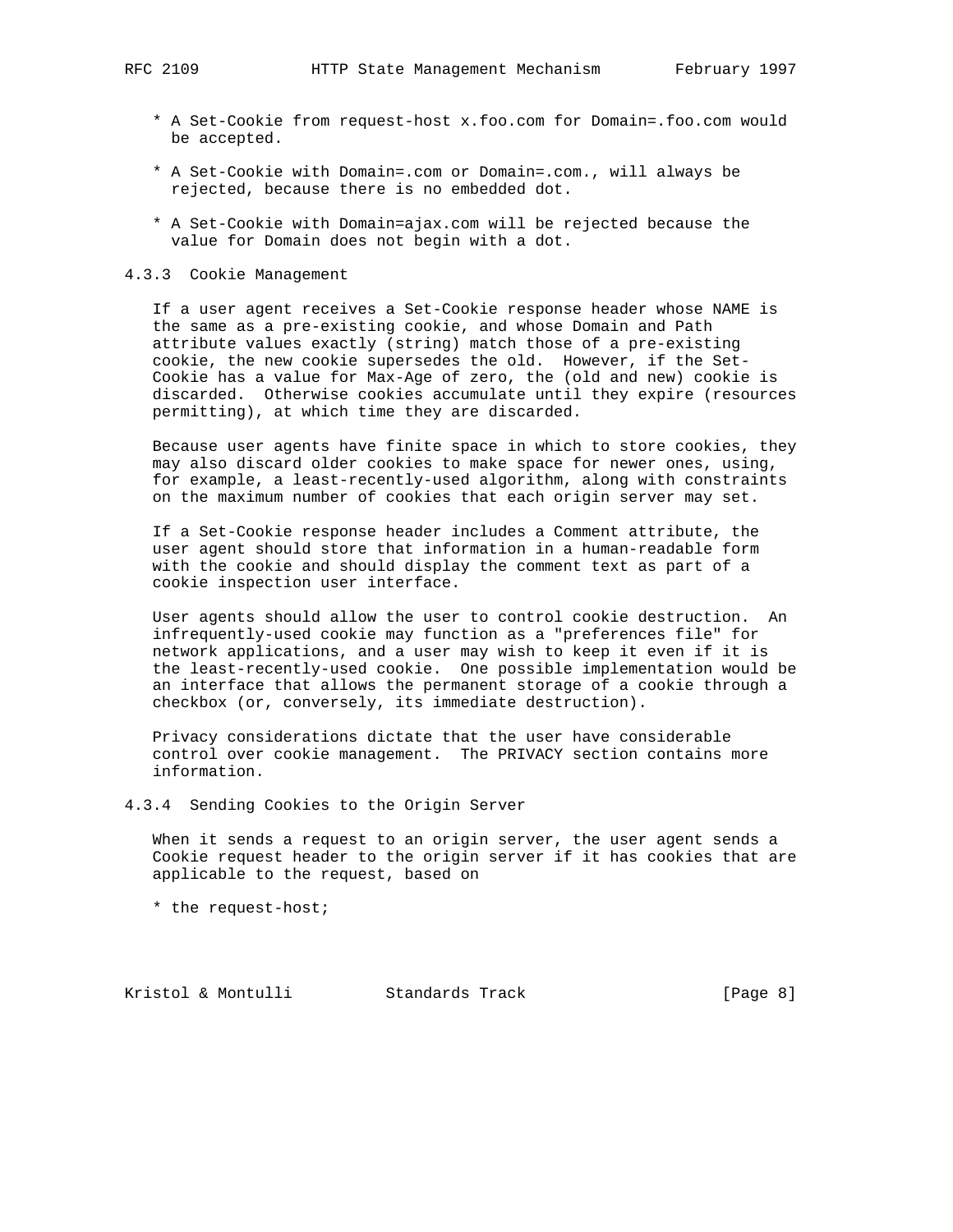* A Set-Cookie from request-host x.foo.com for Domain=.foo.com would be accepted.

* A Set-Cookie with Domain=.com or Domain=.com., will always be rejected, because there is no embedded dot.

* A Set-Cookie with Domain=ajax.com will be rejected because the value for Domain does not begin with a dot.

### 4.3.3 Cookie Management

If a user agent receives a Set-Cookie response header whose NAME is the same as a pre-existing cookie, and whose Domain and Path attribute values exactly (string) match those of a pre-existing cookie, the new cookie supersedes the old. However, if the Set-Cookie has a value for Max-Age of zero, the (old and new) cookie is discarded. Otherwise cookies accumulate until they expire (resources permitting), at which time they are discarded.

Because user agents have finite space in which to store cookies, they may also discard older cookies to make space for newer ones, using, for example, a least-recently-used algorithm, along with constraints on the maximum number of cookies that each origin server may set.

If a Set-Cookie response header includes a Comment attribute, the user agent should store that information in a human-readable form with the cookie and should display the comment text as part of a cookie inspection user interface.

User agents should allow the user to control cookie destruction. An infrequently-used cookie may function as a "preferences file" for network applications, and a user may wish to keep it even if it is the least-recently-used cookie. One possible implementation would be an interface that allows the permanent storage of a cookie through a checkbox (or, conversely, its immediate destruction).

Privacy considerations dictate that the user have considerable control over cookie management. The PRIVACY section contains more information.

### 4.3.4 Sending Cookies to the Origin Server

When it sends a request to an origin server, the user agent sends a Cookie request header to the origin server if it has cookies that are applicable to the request, based on

* the request-host;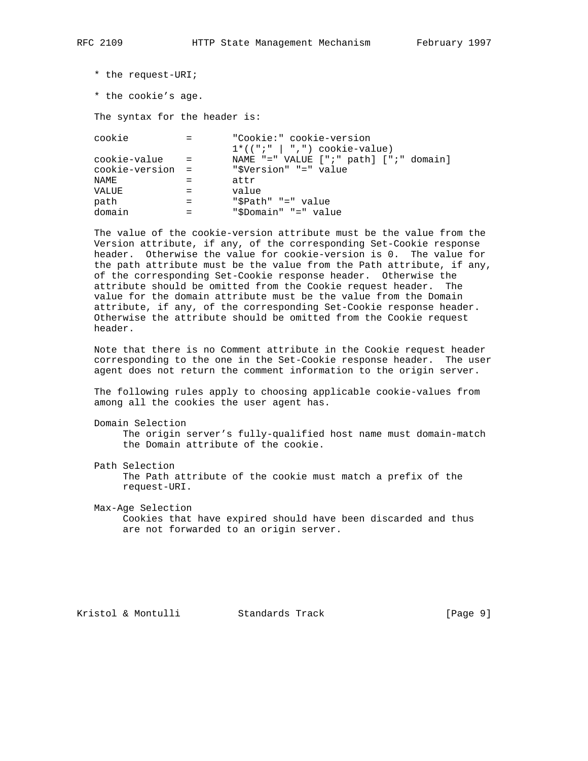* the request-URI;

* the cookie’s age.

The syntax for the header is:

```
cookie          =       "Cookie:" cookie-version
                        1*((";" | ",") cookie-value)
cookie-value    =       NAME "=" VALUE [";" path] [";" domain]
cookie-version  =       "$Version" "=" value
NAME            =       attr
VALUE           =       value
path            =       "$Path" "=" value
domain          =       "$Domain" "=" value
```

The value of the cookie-version attribute must be the value from the Version attribute, if any, of the corresponding Set-Cookie response header. Otherwise the value for cookie-version is 0. The value for the path attribute must be the value from the Path attribute, if any, of the corresponding Set-Cookie response header. Otherwise the attribute should be omitted from the Cookie request header. The value for the domain attribute must be the value from the Domain attribute, if any, of the corresponding Set-Cookie response header. Otherwise the attribute should be omitted from the Cookie request header.

Note that there is no Comment attribute in the Cookie request header corresponding to the one in the Set-Cookie response header. The user agent does not return the comment information to the origin server.

The following rules apply to choosing applicable cookie-values from among all the cookies the user agent has.

Domain Selection
: The origin server’s fully-qualified host name must domain-match the Domain attribute of the cookie.

Path Selection
: The Path attribute of the cookie must match a prefix of the request-URI.

Max-Age Selection
: Cookies that have expired should have been discarded and thus are not forwarded to an origin server.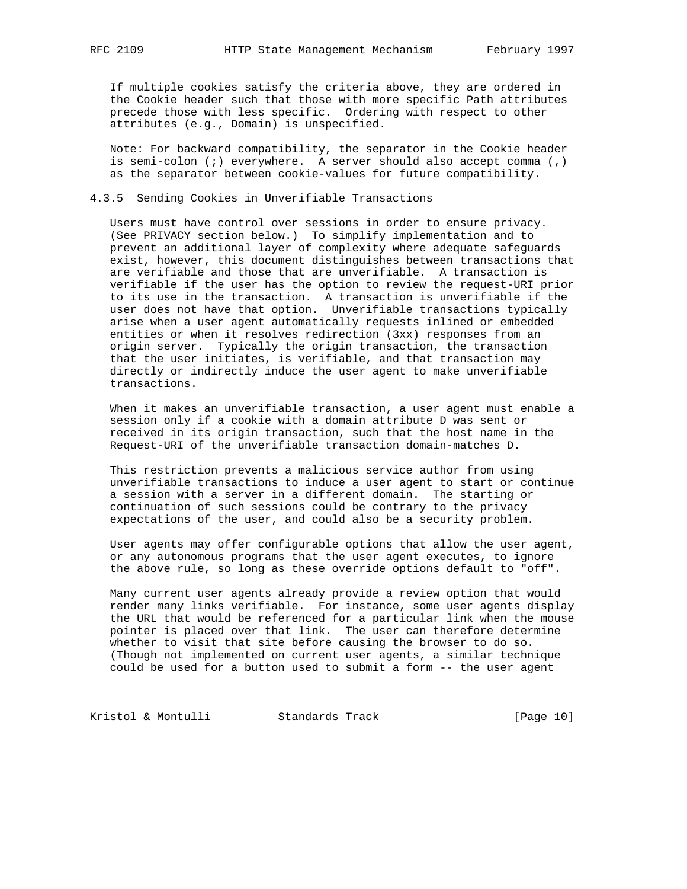If multiple cookies satisfy the criteria above, they are ordered in the Cookie header such that those with more specific Path attributes precede those with less specific. Ordering with respect to other attributes (e.g., Domain) is unspecified.

Note: For backward compatibility, the separator in the Cookie header is semi-colon (;) everywhere. A server should also accept comma (,) as the separator between cookie-values for future compatibility.

### 4.3.5 Sending Cookies in Unverifiable Transactions

Users must have control over sessions in order to ensure privacy. (See PRIVACY section below.) To simplify implementation and to prevent an additional layer of complexity where adequate safeguards exist, however, this document distinguishes between transactions that are verifiable and those that are unverifiable. A transaction is verifiable if the user has the option to review the request-URI prior to its use in the transaction. A transaction is unverifiable if the user does not have that option. Unverifiable transactions typically arise when a user agent automatically requests inlined or embedded entities or when it resolves redirection (3xx) responses from an origin server. Typically the origin transaction, the transaction that the user initiates, is verifiable, and that transaction may directly or indirectly induce the user agent to make unverifiable transactions.

When it makes an unverifiable transaction, a user agent must enable a session only if a cookie with a domain attribute D was sent or received in its origin transaction, such that the host name in the Request-URI of the unverifiable transaction domain-matches D.

This restriction prevents a malicious service author from using unverifiable transactions to induce a user agent to start or continue a session with a server in a different domain. The starting or continuation of such sessions could be contrary to the privacy expectations of the user, and could also be a security problem.

User agents may offer configurable options that allow the user agent, or any autonomous programs that the user agent executes, to ignore the above rule, so long as these override options default to "off".

Many current user agents already provide a review option that would render many links verifiable. For instance, some user agents display the URL that would be referenced for a particular link when the mouse pointer is placed over that link. The user can therefore determine whether to visit that site before causing the browser to do so. (Though not implemented on current user agents, a similar technique could be used for a button used to submit a form -- the user agent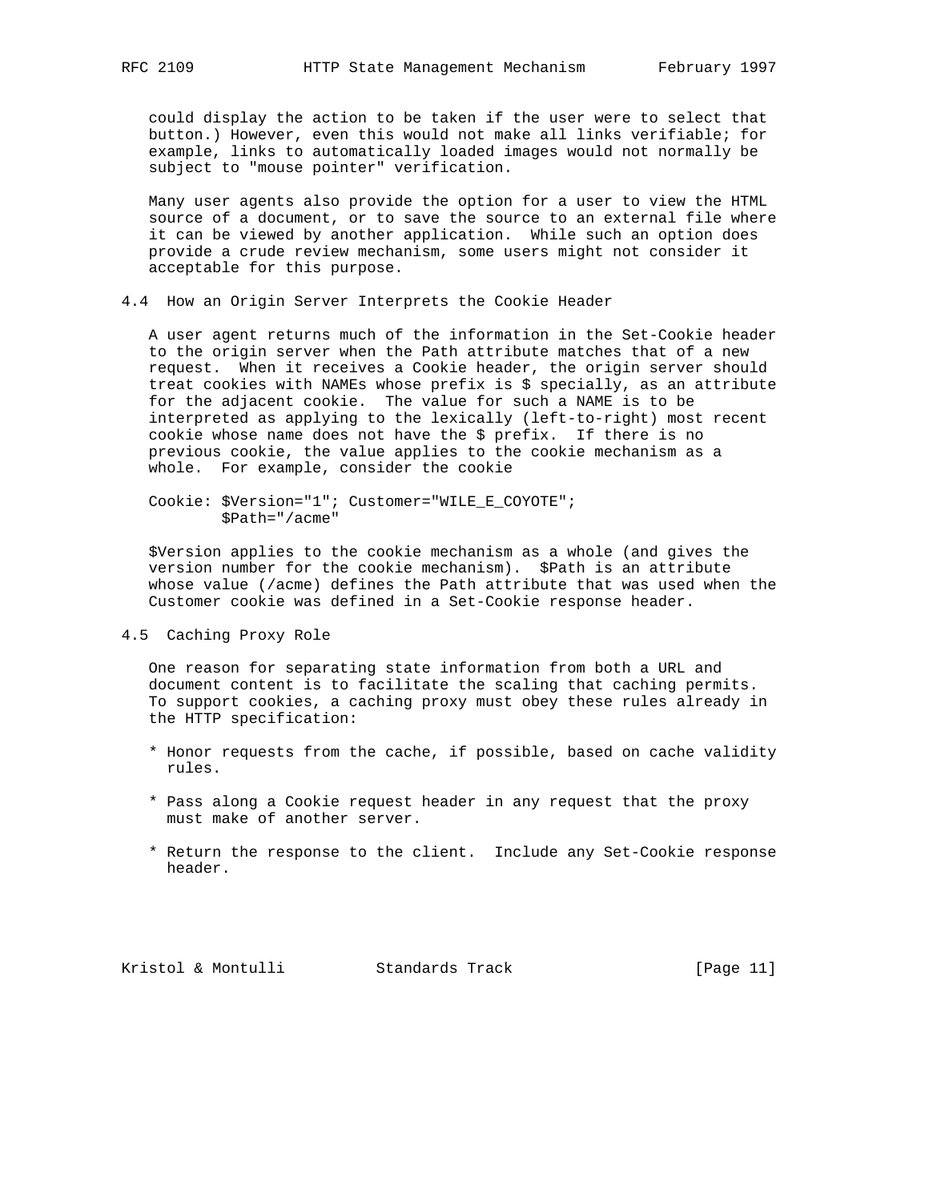could display the action to be taken if the user were to select that button.) However, even this would not make all links verifiable; for example, links to automatically loaded images would not normally be subject to "mouse pointer" verification.

Many user agents also provide the option for a user to view the HTML source of a document, or to save the source to an external file where it can be viewed by another application. While such an option does provide a crude review mechanism, some users might not consider it acceptable for this purpose.

## 4.4 How an Origin Server Interprets the Cookie Header

A user agent returns much of the information in the Set-Cookie header to the origin server when the Path attribute matches that of a new request. When it receives a Cookie header, the origin server should treat cookies with NAMEs whose prefix is $ specially, as an attribute for the adjacent cookie. The value for such a NAME is to be interpreted as applying to the lexically (left-to-right) most recent cookie whose name does not have the $ prefix. If there is no previous cookie, the value applies to the cookie mechanism as a whole. For example, consider the cookie

```
Cookie: $Version="1"; Customer="WILE_E_COYOTE";
        $Path="/acme"
```

$Version applies to the cookie mechanism as a whole (and gives the version number for the cookie mechanism). $Path is an attribute whose value (/acme) defines the Path attribute that was used when the Customer cookie was defined in a Set-Cookie response header.

## 4.5 Caching Proxy Role

One reason for separating state information from both a URL and document content is to facilitate the scaling that caching permits. To support cookies, a caching proxy must obey these rules already in the HTTP specification:

* Honor requests from the cache, if possible, based on cache validity rules.

* Pass along a Cookie request header in any request that the proxy must make of another server.

* Return the response to the client. Include any Set-Cookie response header.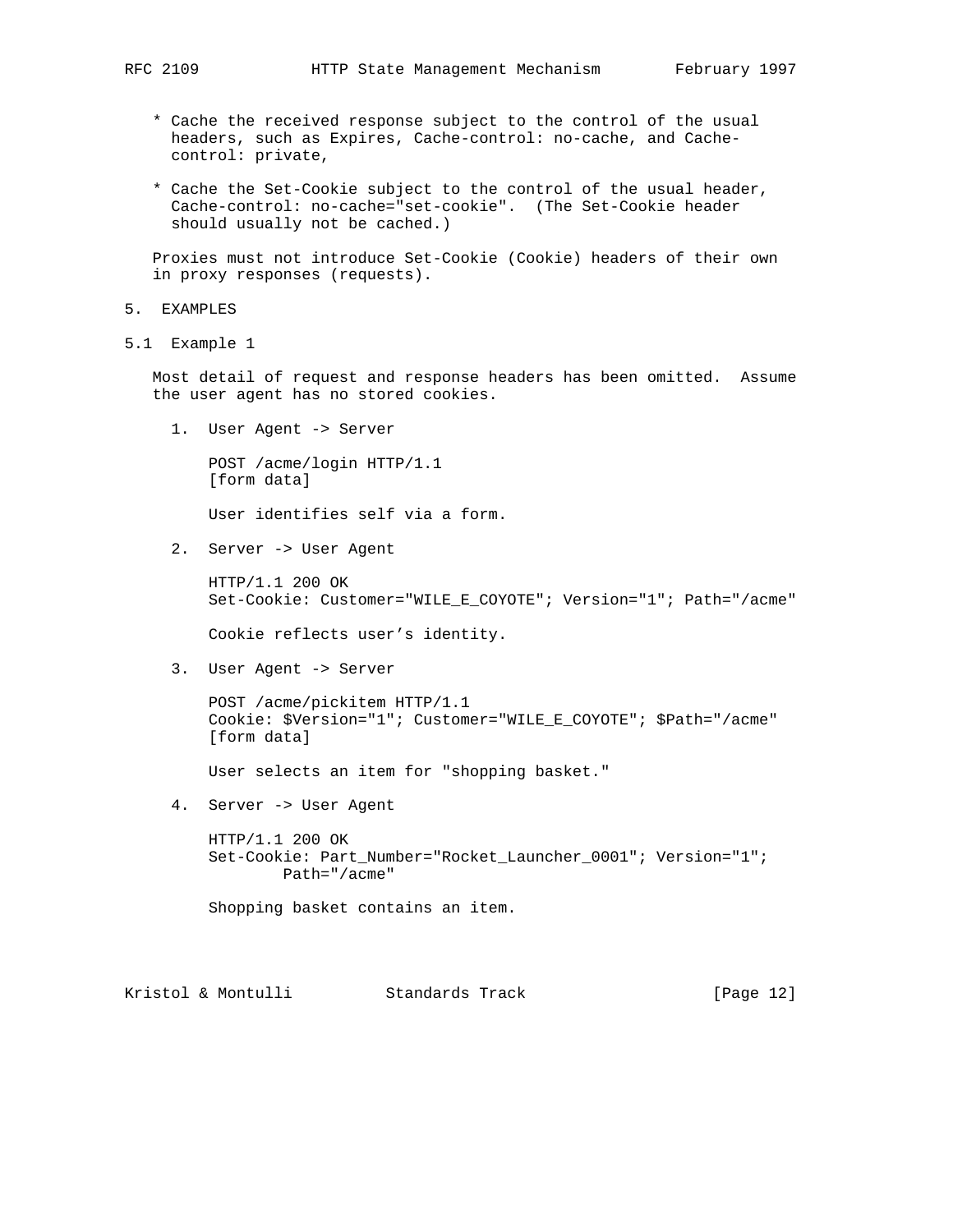* Cache the received response subject to the control of the usual headers, such as Expires, Cache-control: no-cache, and Cache-control: private,

* Cache the Set-Cookie subject to the control of the usual header, Cache-control: no-cache="set-cookie". (The Set-Cookie header should usually not be cached.)

Proxies must not introduce Set-Cookie (Cookie) headers of their own in proxy responses (requests).

## 5. EXAMPLES

### 5.1 Example 1

Most detail of request and response headers has been omitted. Assume the user agent has no stored cookies.

1. User Agent -> Server

   ```
   POST /acme/login HTTP/1.1
   [form data]
   ```

   User identifies self via a form.

2. Server -> User Agent

   ```
   HTTP/1.1 200 OK
   Set-Cookie: Customer="WILE_E_COYOTE"; Version="1"; Path="/acme"
   ```

   Cookie reflects user's identity.

3. User Agent -> Server

   ```
   POST /acme/pickitem HTTP/1.1
   Cookie: $Version="1"; Customer="WILE_E_COYOTE"; $Path="/acme"
   [form data]
   ```

   User selects an item for "shopping basket."

4. Server -> User Agent

   ```
   HTTP/1.1 200 OK
   Set-Cookie: Part_Number="Rocket_Launcher_0001"; Version="1";
           Path="/acme"
   ```

   Shopping basket contains an item.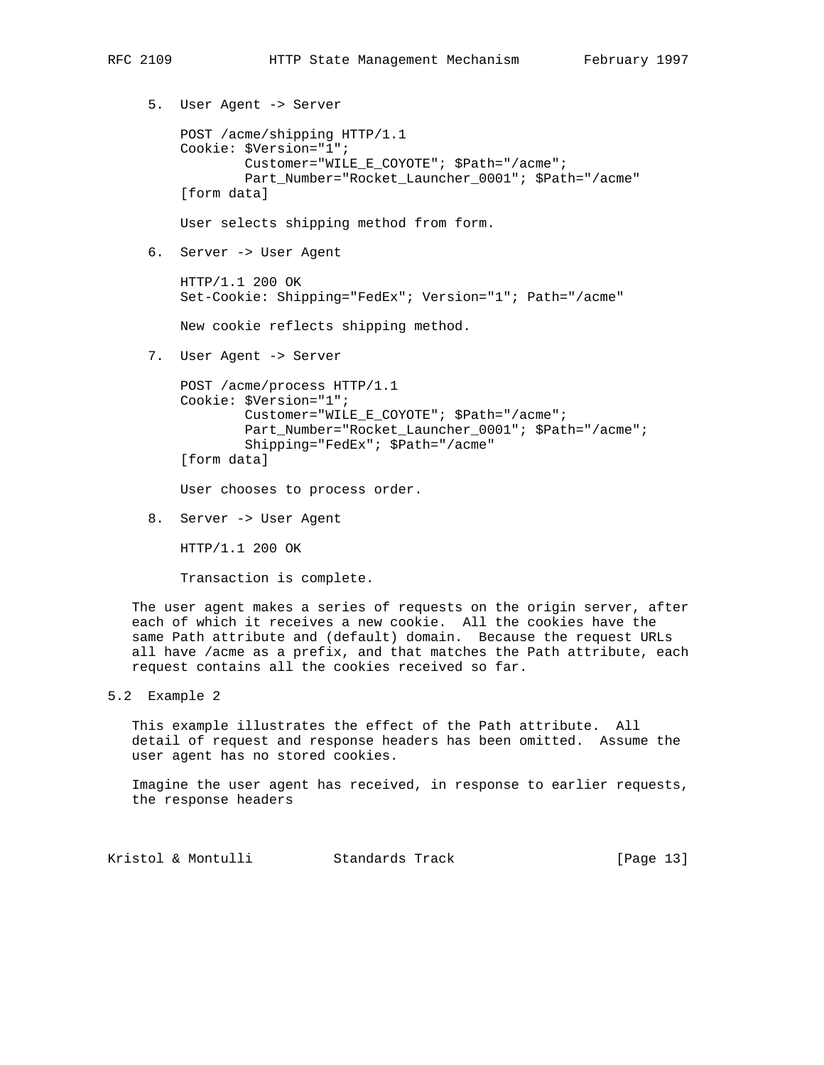5. User Agent -> Server

```
POST /acme/shipping HTTP/1.1
Cookie: $Version="1";
        Customer="WILE_E_COYOTE"; $Path="/acme";
        Part_Number="Rocket_Launcher_0001"; $Path="/acme"
[form data]
```

User selects shipping method from form.

6. Server -> User Agent

```
HTTP/1.1 200 OK
Set-Cookie: Shipping="FedEx"; Version="1"; Path="/acme"
```

New cookie reflects shipping method.

7. User Agent -> Server

```
POST /acme/process HTTP/1.1
Cookie: $Version="1";
        Customer="WILE_E_COYOTE"; $Path="/acme";
        Part_Number="Rocket_Launcher_0001"; $Path="/acme";
        Shipping="FedEx"; $Path="/acme"
[form data]
```

User chooses to process order.

8. Server -> User Agent

```
HTTP/1.1 200 OK
```

Transaction is complete.

The user agent makes a series of requests on the origin server, after each of which it receives a new cookie. All the cookies have the same Path attribute and (default) domain. Because the request URLs all have /acme as a prefix, and that matches the Path attribute, each request contains all the cookies received so far.

## 5.2 Example 2

This example illustrates the effect of the Path attribute. All detail of request and response headers has been omitted. Assume the user agent has no stored cookies.

Imagine the user agent has received, in response to earlier requests, the response headers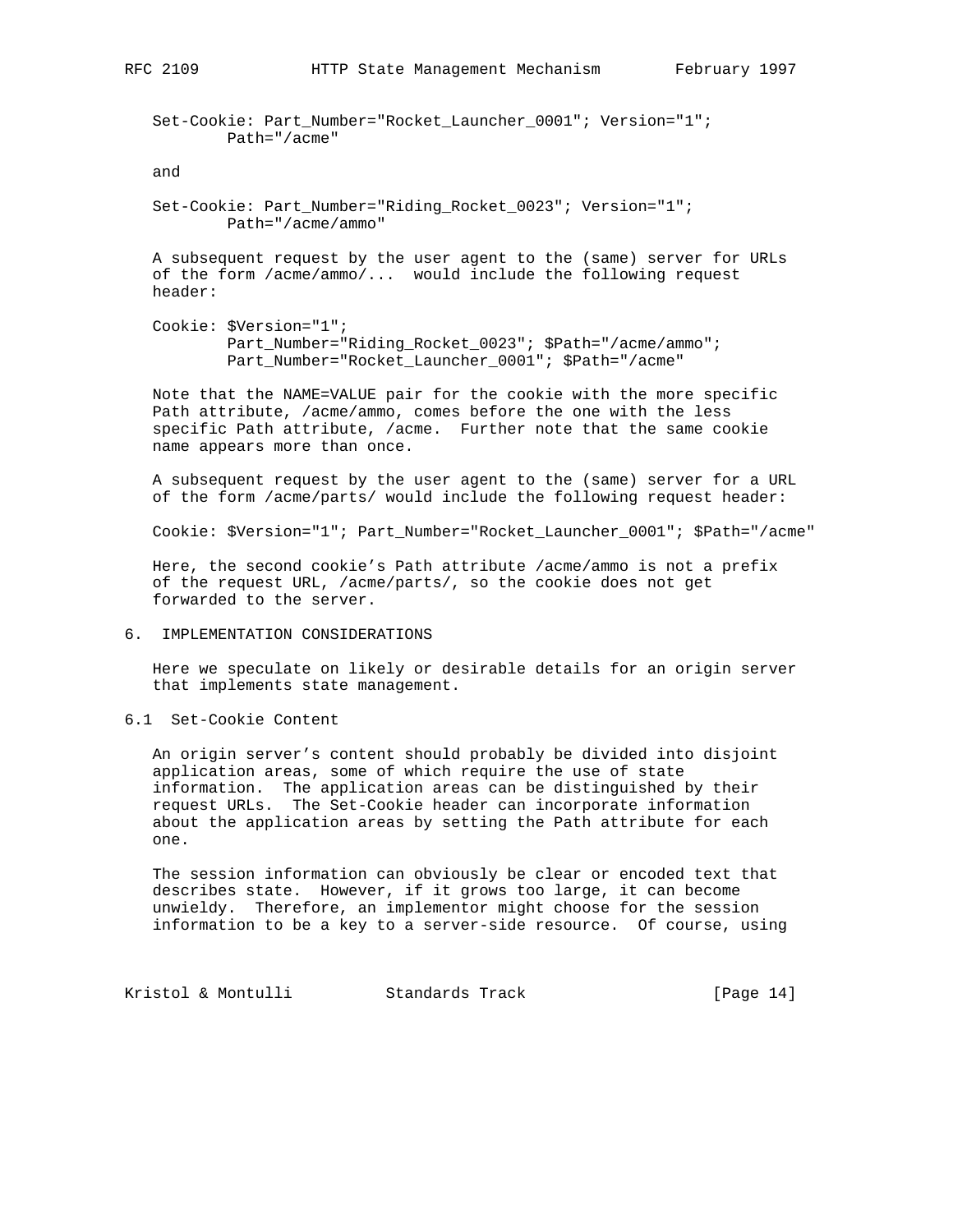```
Set-Cookie: Part_Number="Rocket_Launcher_0001"; Version="1";
        Path="/acme"
```

and

```
Set-Cookie: Part_Number="Riding_Rocket_0023"; Version="1";
        Path="/acme/ammo"
```

A subsequent request by the user agent to the (same) server for URLs of the form /acme/ammo/... would include the following request header:

```
Cookie: $Version="1";
        Part_Number="Riding_Rocket_0023"; $Path="/acme/ammo";
        Part_Number="Rocket_Launcher_0001"; $Path="/acme"
```

Note that the NAME=VALUE pair for the cookie with the more specific Path attribute, /acme/ammo, comes before the one with the less specific Path attribute, /acme. Further note that the same cookie name appears more than once.

A subsequent request by the user agent to the (same) server for a URL of the form /acme/parts/ would include the following request header:

```
Cookie: $Version="1"; Part_Number="Rocket_Launcher_0001"; $Path="/acme"
```

Here, the second cookie's Path attribute /acme/ammo is not a prefix of the request URL, /acme/parts/, so the cookie does not get forwarded to the server.

## 6. IMPLEMENTATION CONSIDERATIONS

Here we speculate on likely or desirable details for an origin server that implements state management.

### 6.1 Set-Cookie Content

An origin server's content should probably be divided into disjoint application areas, some of which require the use of state information. The application areas can be distinguished by their request URLs. The Set-Cookie header can incorporate information about the application areas by setting the Path attribute for each one.

The session information can obviously be clear or encoded text that describes state. However, if it grows too large, it can become unwieldy. Therefore, an implementor might choose for the session information to be a key to a server-side resource. Of course, using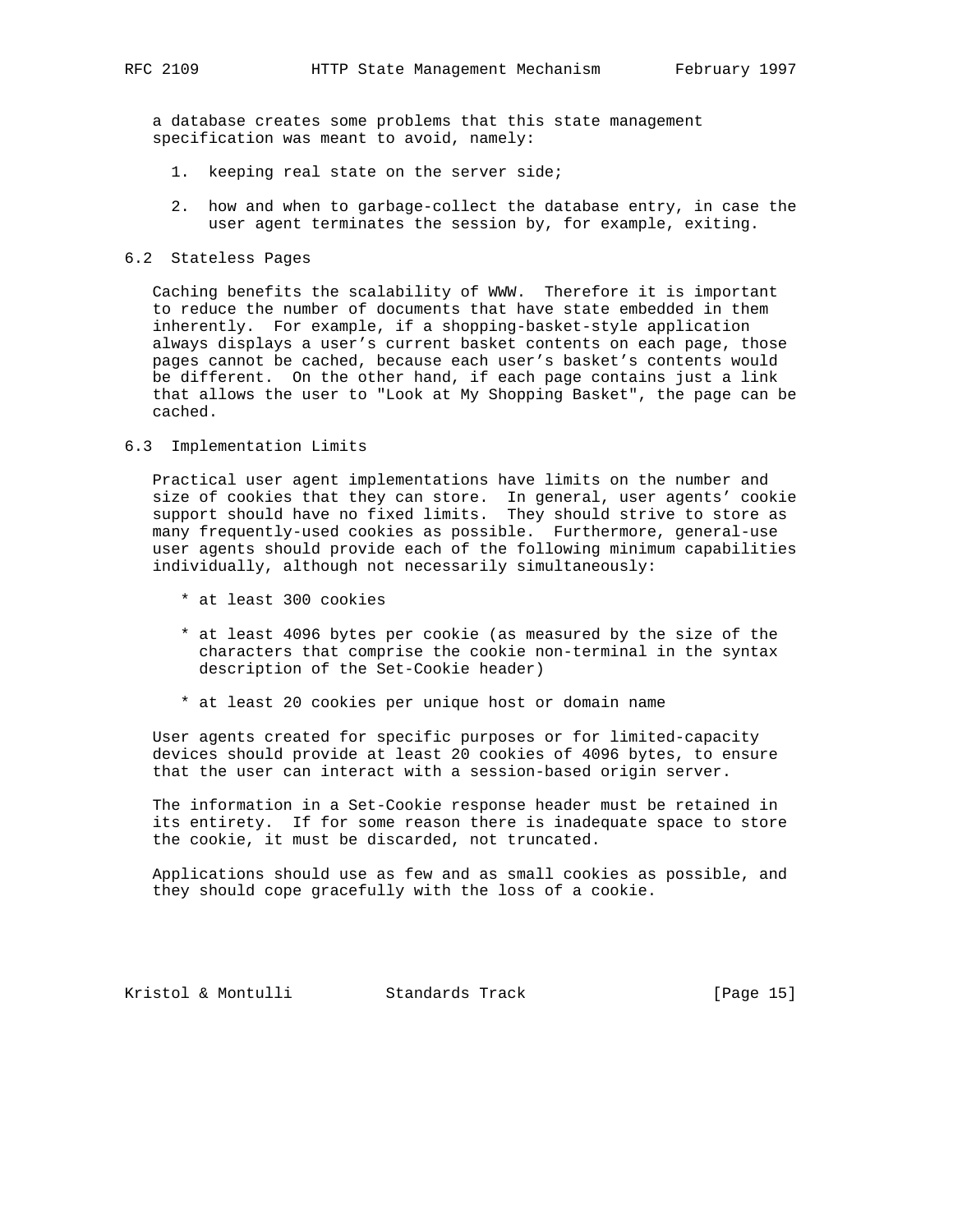a database creates some problems that this state management specification was meant to avoid, namely:

1. keeping real state on the server side;

2. how and when to garbage-collect the database entry, in case the user agent terminates the session by, for example, exiting.

### 6.2 Stateless Pages

Caching benefits the scalability of WWW. Therefore it is important to reduce the number of documents that have state embedded in them inherently. For example, if a shopping-basket-style application always displays a user's current basket contents on each page, those pages cannot be cached, because each user's basket's contents would be different. On the other hand, if each page contains just a link that allows the user to "Look at My Shopping Basket", the page can be cached.

### 6.3 Implementation Limits

Practical user agent implementations have limits on the number and size of cookies that they can store. In general, user agents' cookie support should have no fixed limits. They should strive to store as many frequently-used cookies as possible. Furthermore, general-use user agents should provide each of the following minimum capabilities individually, although not necessarily simultaneously:

* at least 300 cookies

* at least 4096 bytes per cookie (as measured by the size of the characters that comprise the cookie non-terminal in the syntax description of the Set-Cookie header)

* at least 20 cookies per unique host or domain name

User agents created for specific purposes or for limited-capacity devices should provide at least 20 cookies of 4096 bytes, to ensure that the user can interact with a session-based origin server.

The information in a Set-Cookie response header must be retained in its entirety. If for some reason there is inadequate space to store the cookie, it must be discarded, not truncated.

Applications should use as few and as small cookies as possible, and they should cope gracefully with the loss of a cookie.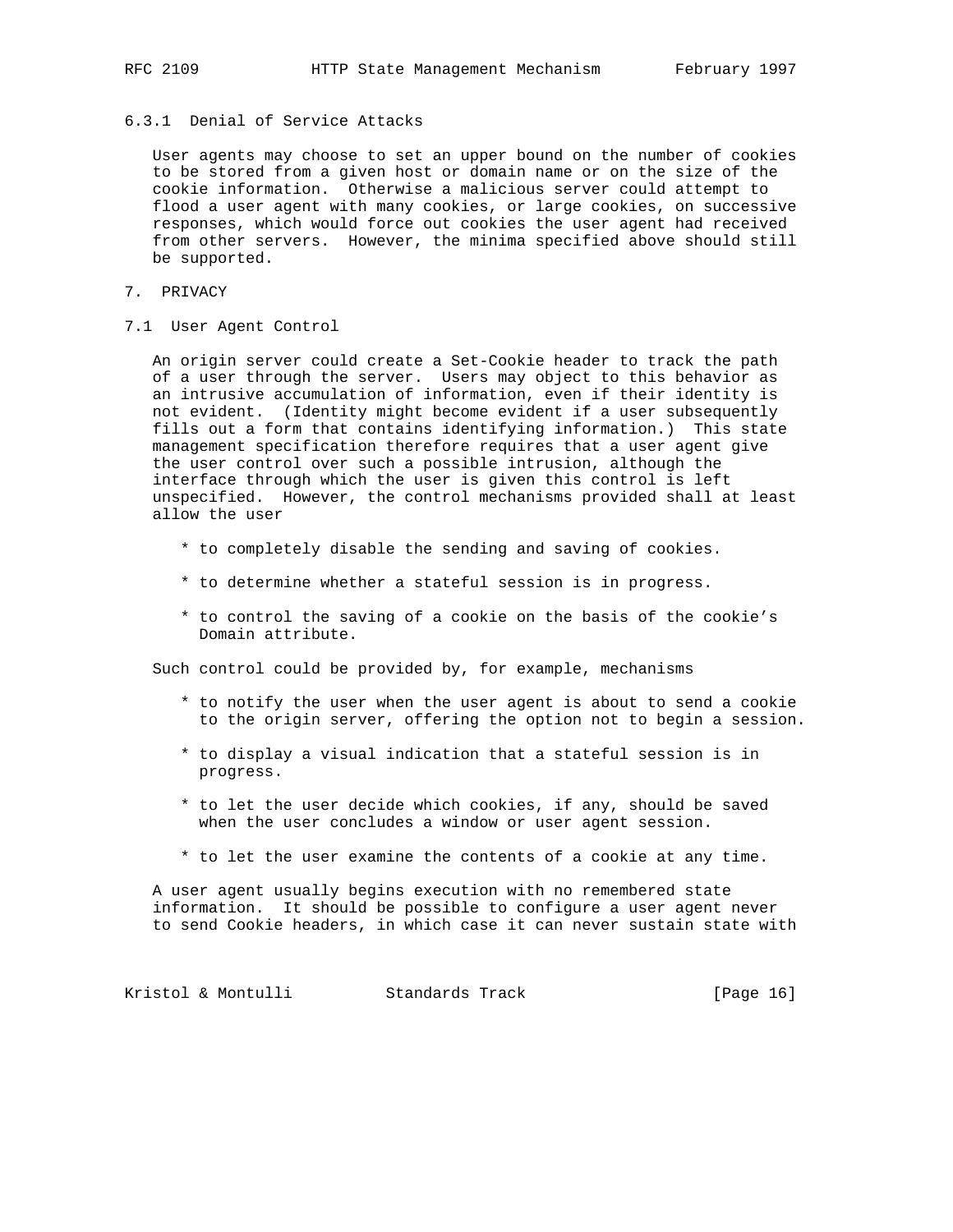### 6.3.1 Denial of Service Attacks

User agents may choose to set an upper bound on the number of cookies to be stored from a given host or domain name or on the size of the cookie information. Otherwise a malicious server could attempt to flood a user agent with many cookies, or large cookies, on successive responses, which would force out cookies the user agent had received from other servers. However, the minima specified above should still be supported.

# 7. PRIVACY

## 7.1 User Agent Control

An origin server could create a Set-Cookie header to track the path of a user through the server. Users may object to this behavior as an intrusive accumulation of information, even if their identity is not evident. (Identity might become evident if a user subsequently fills out a form that contains identifying information.) This state management specification therefore requires that a user agent give the user control over such a possible intrusion, although the interface through which the user is given this control is left unspecified. However, the control mechanisms provided shall at least allow the user

* to completely disable the sending and saving of cookies.

* to determine whether a stateful session is in progress.

* to control the saving of a cookie on the basis of the cookie's Domain attribute.

Such control could be provided by, for example, mechanisms

* to notify the user when the user agent is about to send a cookie to the origin server, offering the option not to begin a session.

* to display a visual indication that a stateful session is in progress.

* to let the user decide which cookies, if any, should be saved when the user concludes a window or user agent session.

* to let the user examine the contents of a cookie at any time.

A user agent usually begins execution with no remembered state information. It should be possible to configure a user agent never to send Cookie headers, in which case it can never sustain state with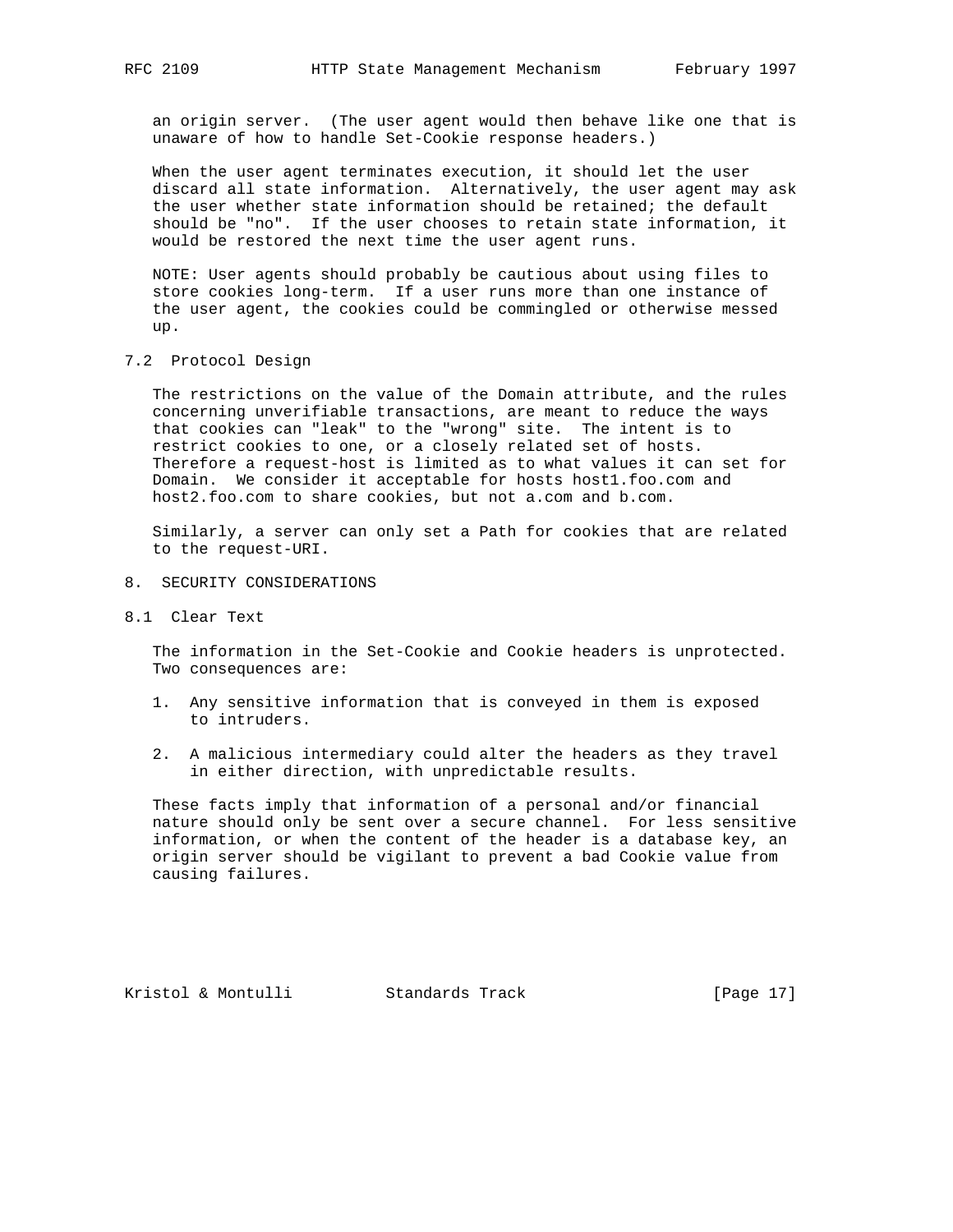an origin server. (The user agent would then behave like one that is unaware of how to handle Set-Cookie response headers.)

When the user agent terminates execution, it should let the user discard all state information. Alternatively, the user agent may ask the user whether state information should be retained; the default should be "no". If the user chooses to retain state information, it would be restored the next time the user agent runs.

NOTE: User agents should probably be cautious about using files to store cookies long-term. If a user runs more than one instance of the user agent, the cookies could be commingled or otherwise messed up.

## 7.2 Protocol Design

The restrictions on the value of the Domain attribute, and the rules concerning unverifiable transactions, are meant to reduce the ways that cookies can "leak" to the "wrong" site. The intent is to restrict cookies to one, or a closely related set of hosts. Therefore a request-host is limited as to what values it can set for Domain. We consider it acceptable for hosts host1.foo.com and host2.foo.com to share cookies, but not a.com and b.com.

Similarly, a server can only set a Path for cookies that are related to the request-URI.

# 8. SECURITY CONSIDERATIONS

## 8.1 Clear Text

The information in the Set-Cookie and Cookie headers is unprotected. Two consequences are:

1. Any sensitive information that is conveyed in them is exposed to intruders.

2. A malicious intermediary could alter the headers as they travel in either direction, with unpredictable results.

These facts imply that information of a personal and/or financial nature should only be sent over a secure channel. For less sensitive information, or when the content of the header is a database key, an origin server should be vigilant to prevent a bad Cookie value from causing failures.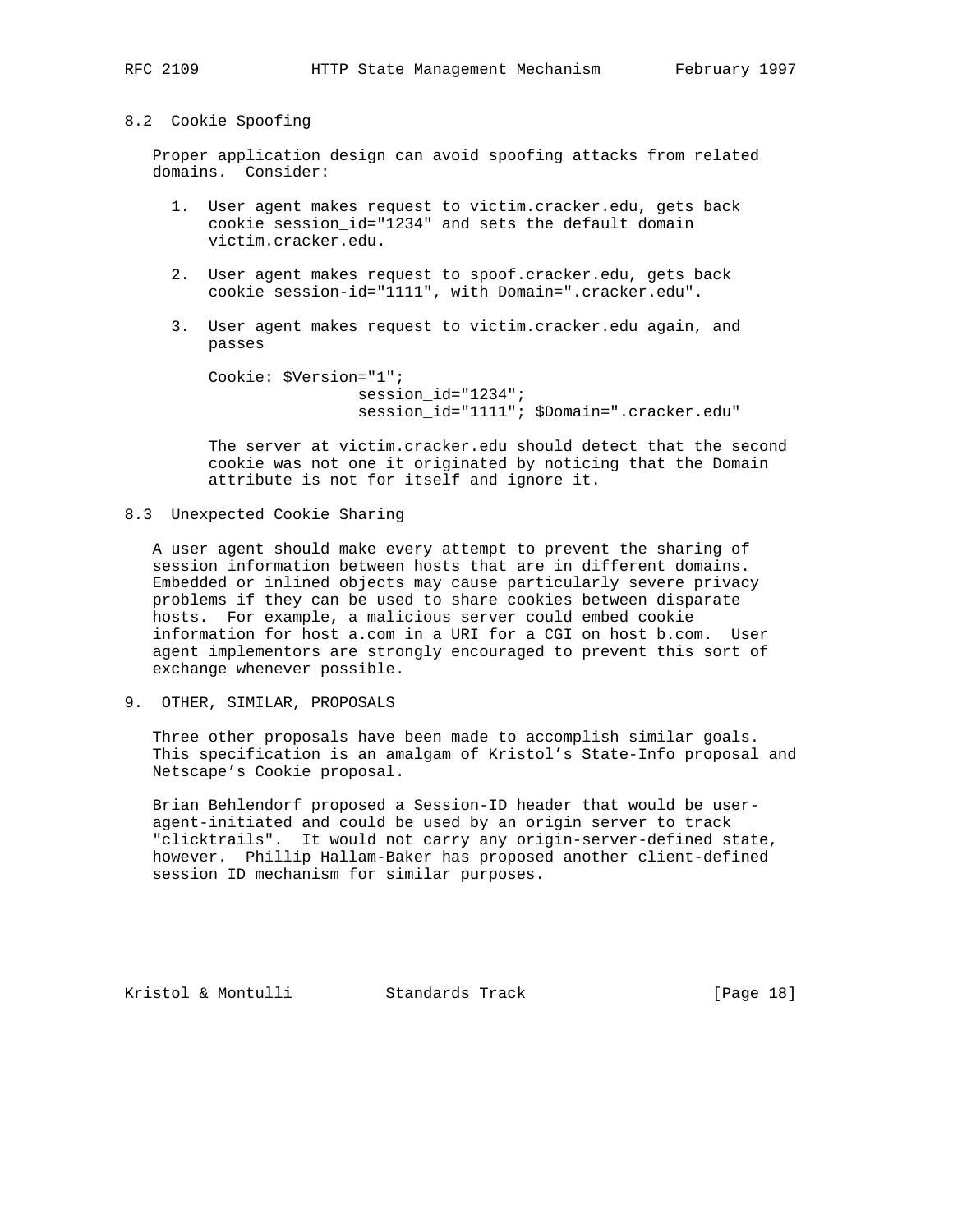## 8.2 Cookie Spoofing

Proper application design can avoid spoofing attacks from related domains. Consider:

1. User agent makes request to victim.cracker.edu, gets back cookie session_id="1234" and sets the default domain victim.cracker.edu.

2. User agent makes request to spoof.cracker.edu, gets back cookie session-id="1111", with Domain=".cracker.edu".

3. User agent makes request to victim.cracker.edu again, and passes

   ```
   Cookie: $Version="1";
                   session_id="1234";
                   session_id="1111"; $Domain=".cracker.edu"
   ```

   The server at victim.cracker.edu should detect that the second cookie was not one it originated by noticing that the Domain attribute is not for itself and ignore it.

## 8.3 Unexpected Cookie Sharing

A user agent should make every attempt to prevent the sharing of session information between hosts that are in different domains. Embedded or inlined objects may cause particularly severe privacy problems if they can be used to share cookies between disparate hosts. For example, a malicious server could embed cookie information for host a.com in a URI for a CGI on host b.com. User agent implementors are strongly encouraged to prevent this sort of exchange whenever possible.

# 9. OTHER, SIMILAR, PROPOSALS

Three other proposals have been made to accomplish similar goals. This specification is an amalgam of Kristol's State-Info proposal and Netscape's Cookie proposal.

Brian Behlendorf proposed a Session-ID header that would be user-agent-initiated and could be used by an origin server to track "clicktrails". It would not carry any origin-server-defined state, however. Phillip Hallam-Baker has proposed another client-defined session ID mechanism for similar purposes.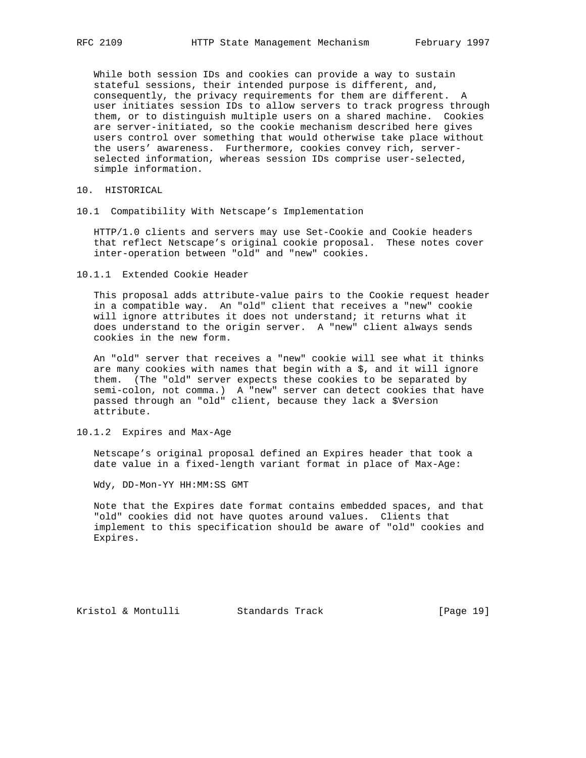While both session IDs and cookies can provide a way to sustain stateful sessions, their intended purpose is different, and, consequently, the privacy requirements for them are different. A user initiates session IDs to allow servers to track progress through them, or to distinguish multiple users on a shared machine. Cookies are server-initiated, so the cookie mechanism described here gives users control over something that would otherwise take place without the users' awareness. Furthermore, cookies convey rich, server-selected information, whereas session IDs comprise user-selected, simple information.

# 10. HISTORICAL

## 10.1 Compatibility With Netscape's Implementation

HTTP/1.0 clients and servers may use Set-Cookie and Cookie headers that reflect Netscape's original cookie proposal. These notes cover inter-operation between "old" and "new" cookies.

### 10.1.1 Extended Cookie Header

This proposal adds attribute-value pairs to the Cookie request header in a compatible way. An "old" client that receives a "new" cookie will ignore attributes it does not understand; it returns what it does understand to the origin server. A "new" client always sends cookies in the new form.

An "old" server that receives a "new" cookie will see what it thinks are many cookies with names that begin with a $, and it will ignore them. (The "old" server expects these cookies to be separated by semi-colon, not comma.) A "new" server can detect cookies that have passed through an "old" client, because they lack a $Version attribute.

### 10.1.2 Expires and Max-Age

Netscape's original proposal defined an Expires header that took a date value in a fixed-length variant format in place of Max-Age:

```
Wdy, DD-Mon-YY HH:MM:SS GMT
```

Note that the Expires date format contains embedded spaces, and that "old" cookies did not have quotes around values. Clients that implement to this specification should be aware of "old" cookies and Expires.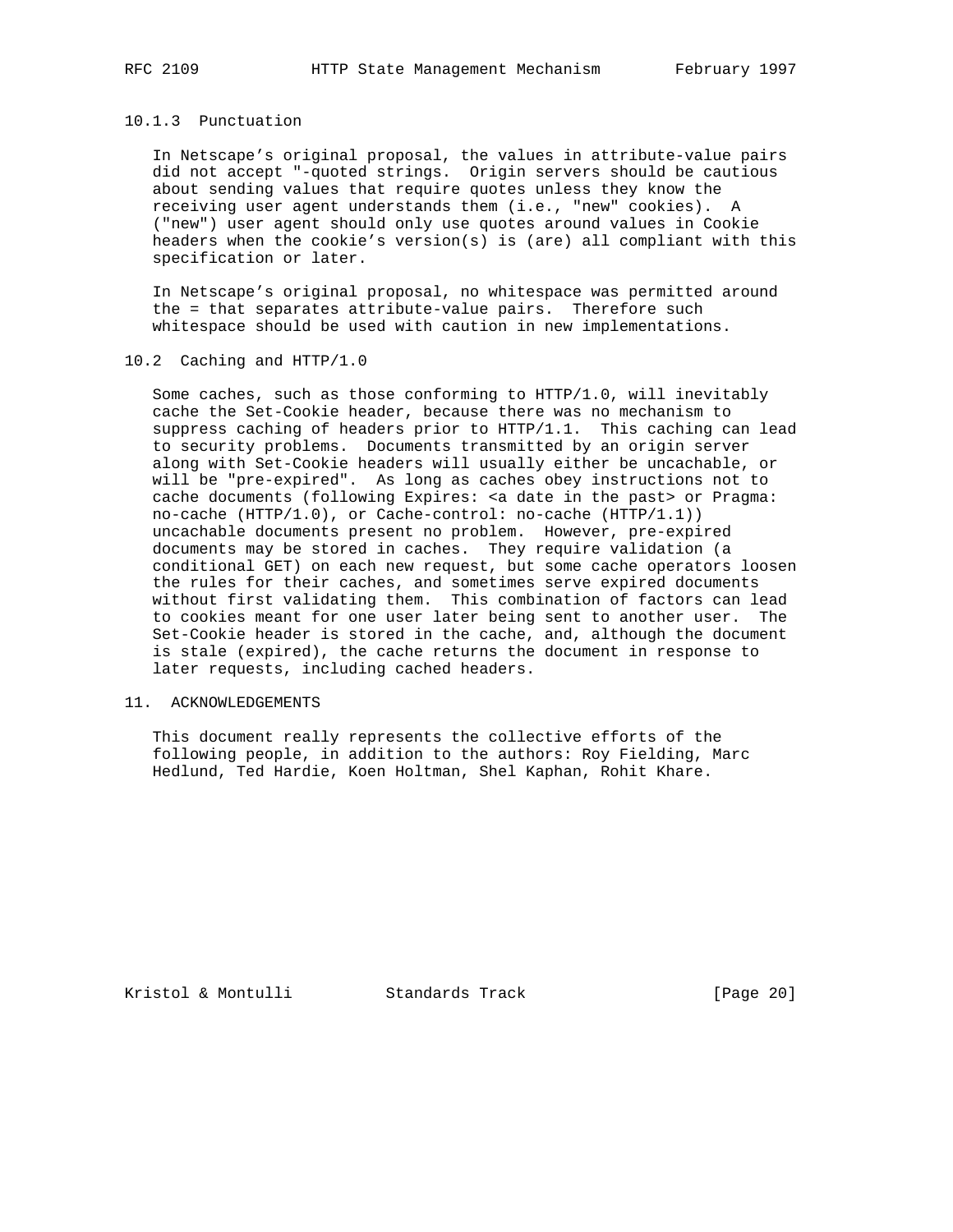### 10.1.3 Punctuation

In Netscape's original proposal, the values in attribute-value pairs did not accept "-quoted strings. Origin servers should be cautious about sending values that require quotes unless they know the receiving user agent understands them (i.e., "new" cookies). A ("new") user agent should only use quotes around values in Cookie headers when the cookie's version(s) is (are) all compliant with this specification or later.

In Netscape's original proposal, no whitespace was permitted around the = that separates attribute-value pairs. Therefore such whitespace should be used with caution in new implementations.

## 10.2 Caching and HTTP/1.0

Some caches, such as those conforming to HTTP/1.0, will inevitably cache the Set-Cookie header, because there was no mechanism to suppress caching of headers prior to HTTP/1.1. This caching can lead to security problems. Documents transmitted by an origin server along with Set-Cookie headers will usually either be uncachable, or will be "pre-expired". As long as caches obey instructions not to cache documents (following Expires: <a date in the past> or Pragma: no-cache (HTTP/1.0), or Cache-control: no-cache (HTTP/1.1)) uncachable documents present no problem. However, pre-expired documents may be stored in caches. They require validation (a conditional GET) on each new request, but some cache operators loosen the rules for their caches, and sometimes serve expired documents without first validating them. This combination of factors can lead to cookies meant for one user later being sent to another user. The Set-Cookie header is stored in the cache, and, although the document is stale (expired), the cache returns the document in response to later requests, including cached headers.

# 11. ACKNOWLEDGEMENTS

This document really represents the collective efforts of the following people, in addition to the authors: Roy Fielding, Marc Hedlund, Ted Hardie, Koen Holtman, Shel Kaphan, Rohit Khare.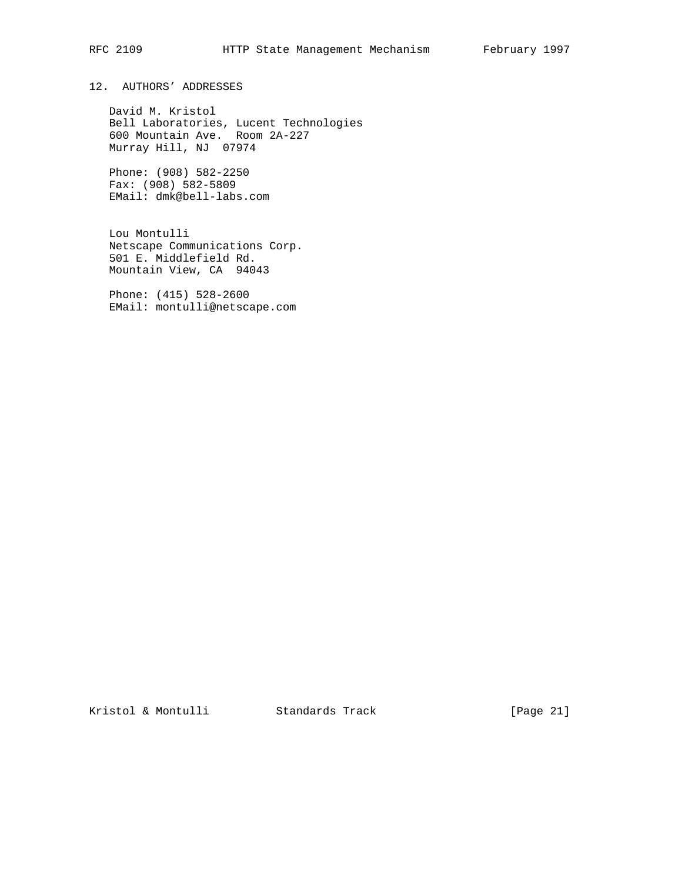## 12. AUTHORS' ADDRESSES

David M. Kristol
Bell Laboratories, Lucent Technologies
600 Mountain Ave.  Room 2A-227
Murray Hill, NJ  07974

Phone: (908) 582-2250
Fax: (908) 582-5809
EMail: dmk@bell-labs.com

Lou Montulli
Netscape Communications Corp.
501 E. Middlefield Rd.
Mountain View, CA  94043

Phone: (415) 528-2600
EMail: montulli@netscape.com